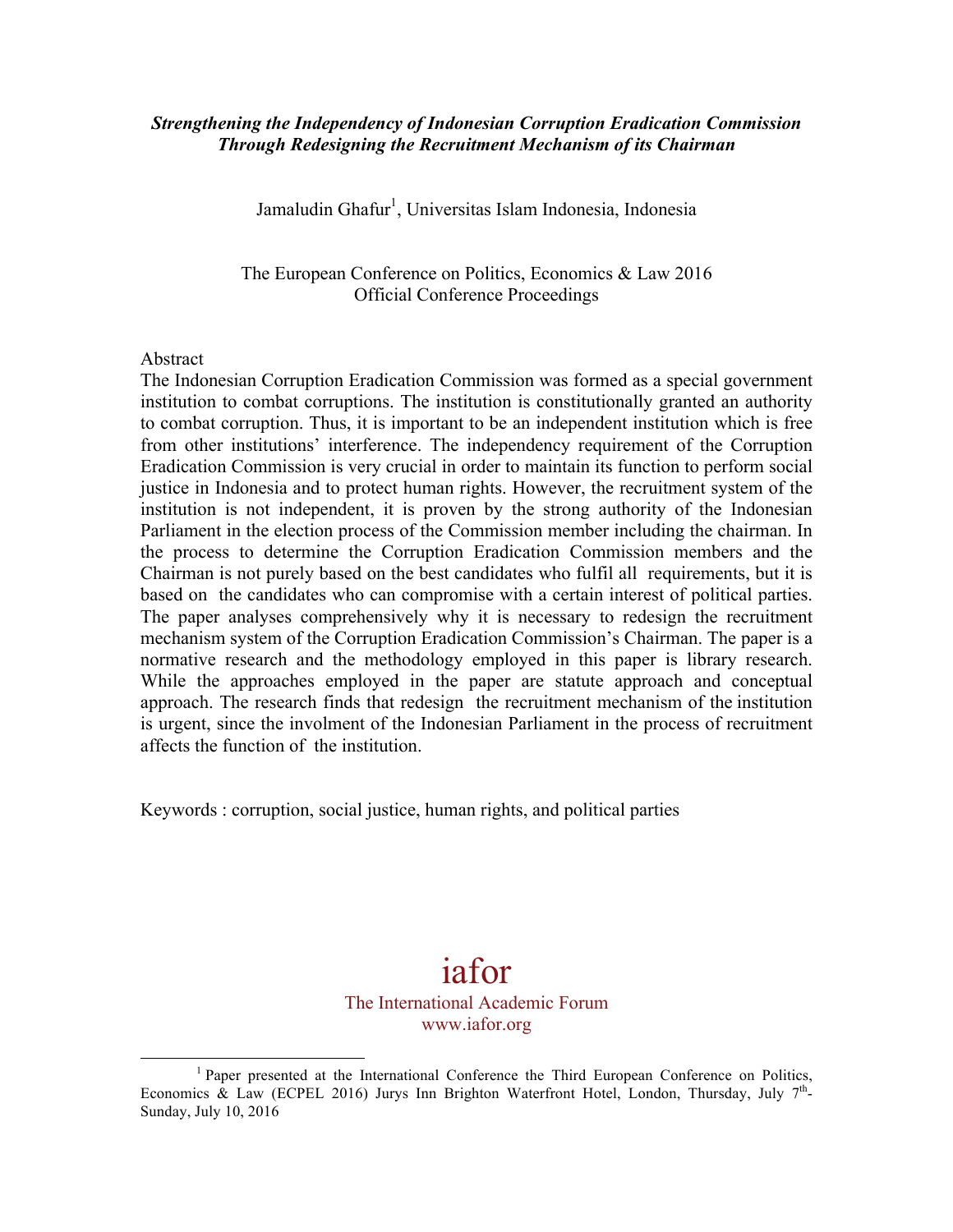# *Strengthening the Independency of Indonesian Corruption Eradication Commission Through Redesigning the Recruitment Mechanism of its Chairman*

Jamaludin Ghafur[1], Universitas Islam Indonesia, Indonesia

The European Conference on Politics, Economics & Law 2016
Official Conference Proceedings

## Abstract

The Indonesian Corruption Eradication Commission was formed as a special government institution to combat corruptions. The institution is constitutionally granted an authority to combat corruption. Thus, it is important to be an independent institution which is free from other institutions' interference. The independency requirement of the Corruption Eradication Commission is very crucial in order to maintain its function to perform social justice in Indonesia and to protect human rights. However, the recruitment system of the institution is not independent, it is proven by the strong authority of the Indonesian Parliament in the election process of the Commission member including the chairman. In the process to determine the Corruption Eradication Commission members and the Chairman is not purely based on the best candidates who fulfil all requirements, but it is based on the candidates who can compromise with a certain interest of political parties. The paper analyses comprehensively why it is necessary to redesign the recruitment mechanism system of the Corruption Eradication Commission's Chairman. The paper is a normative research and the methodology employed in this paper is library research. While the approaches employed in the paper are statute approach and conceptual approach. The research finds that redesign the recruitment mechanism of the institution is urgent, since the involment of the Indonesian Parliament in the process of recruitment affects the function of the institution.

Keywords : corruption, social justice, human rights, and political parties

iafor
The International Academic Forum
www.iafor.org

---

[1] Paper presented at the International Conference the Third European Conference on Politics, Economics & Law (ECPEL 2016) Jurys Inn Brighton Waterfront Hotel, London, Thursday, July 7th-Sunday, July 10, 2016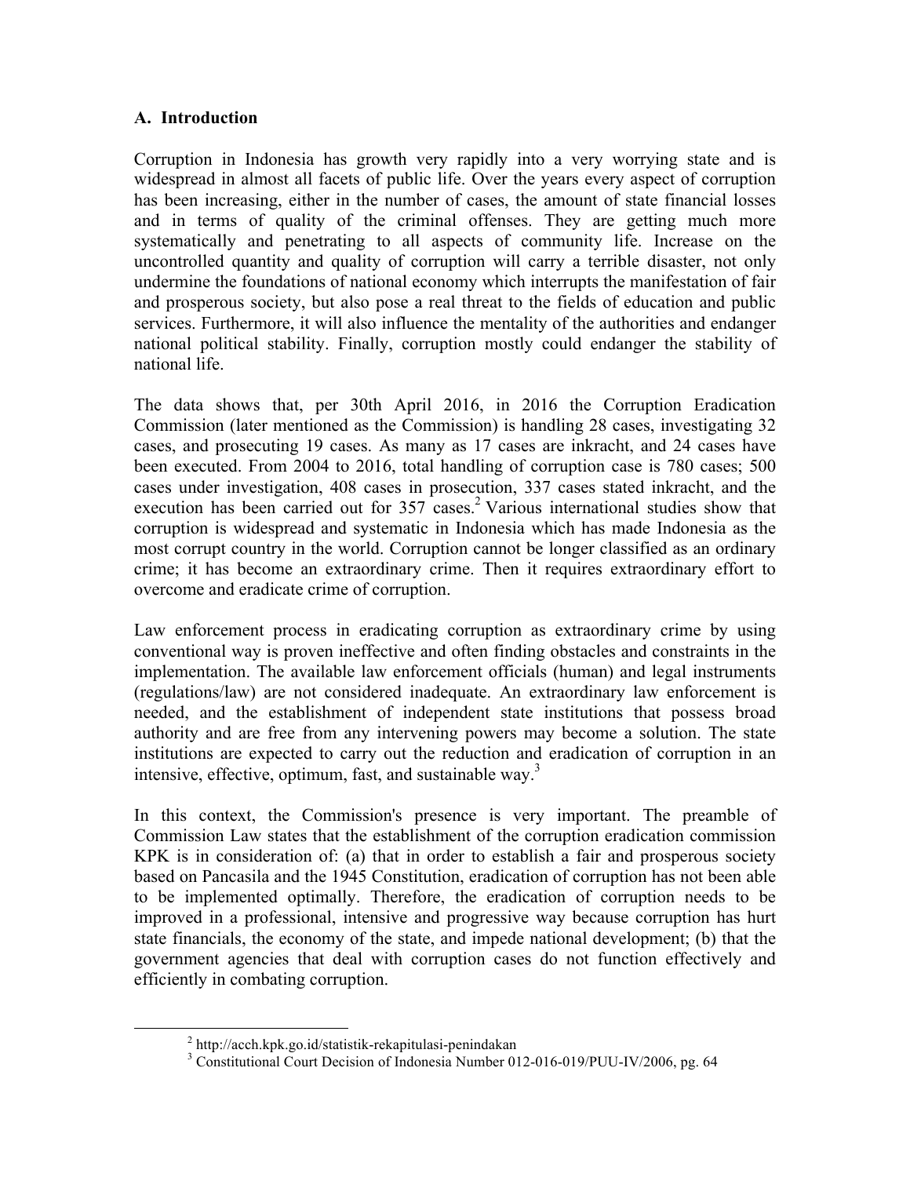## A. Introduction

Corruption in Indonesia has growth very rapidly into a very worrying state and is widespread in almost all facets of public life. Over the years every aspect of corruption has been increasing, either in the number of cases, the amount of state financial losses and in terms of quality of the criminal offenses. They are getting much more systematically and penetrating to all aspects of community life. Increase on the uncontrolled quantity and quality of corruption will carry a terrible disaster, not only undermine the foundations of national economy which interrupts the manifestation of fair and prosperous society, but also pose a real threat to the fields of education and public services. Furthermore, it will also influence the mentality of the authorities and endanger national political stability. Finally, corruption mostly could endanger the stability of national life.

The data shows that, per 30th April 2016, in 2016 the Corruption Eradication Commission (later mentioned as the Commission) is handling 28 cases, investigating 32 cases, and prosecuting 19 cases. As many as 17 cases are inkracht, and 24 cases have been executed. From 2004 to 2016, total handling of corruption case is 780 cases; 500 cases under investigation, 408 cases in prosecution, 337 cases stated inkracht, and the execution has been carried out for 357 cases.[2] Various international studies show that corruption is widespread and systematic in Indonesia which has made Indonesia as the most corrupt country in the world. Corruption cannot be longer classified as an ordinary crime; it has become an extraordinary crime. Then it requires extraordinary effort to overcome and eradicate crime of corruption.

Law enforcement process in eradicating corruption as extraordinary crime by using conventional way is proven ineffective and often finding obstacles and constraints in the implementation. The available law enforcement officials (human) and legal instruments (regulations/law) are not considered inadequate. An extraordinary law enforcement is needed, and the establishment of independent state institutions that possess broad authority and are free from any intervening powers may become a solution. The state institutions are expected to carry out the reduction and eradication of corruption in an intensive, effective, optimum, fast, and sustainable way.[3]

In this context, the Commission's presence is very important. The preamble of Commission Law states that the establishment of the corruption eradication commission KPK is in consideration of: (a) that in order to establish a fair and prosperous society based on Pancasila and the 1945 Constitution, eradication of corruption has not been able to be implemented optimally. Therefore, the eradication of corruption needs to be improved in a professional, intensive and progressive way because corruption has hurt state financials, the economy of the state, and impede national development; (b) that the government agencies that deal with corruption cases do not function effectively and efficiently in combating corruption.

---

[2] http://acch.kpk.go.id/statistik-rekapitulasi-penindakan

[3] Constitutional Court Decision of Indonesia Number 012-016-019/PUU-IV/2006, pg. 64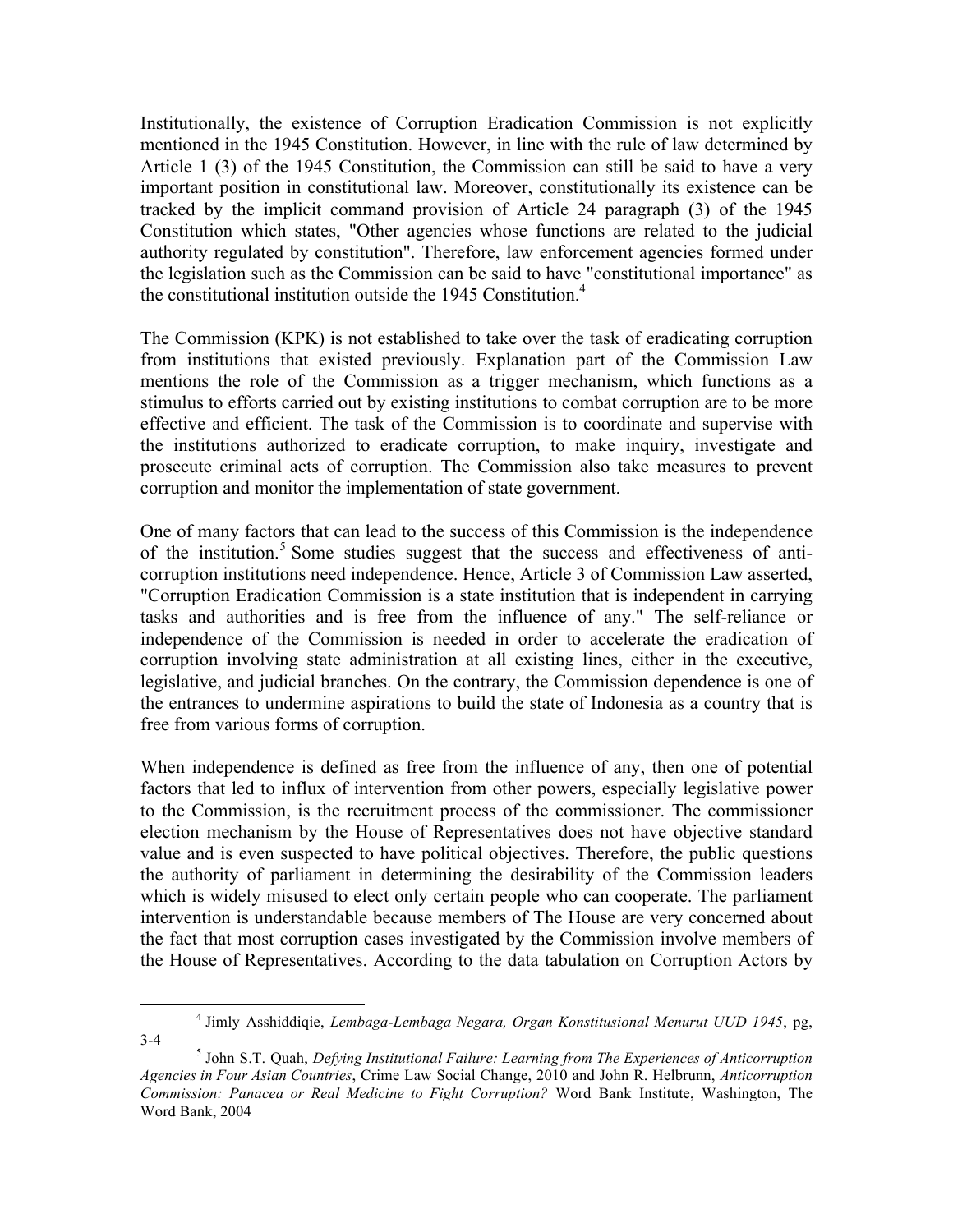Institutionally, the existence of Corruption Eradication Commission is not explicitly mentioned in the 1945 Constitution. However, in line with the rule of law determined by Article 1 (3) of the 1945 Constitution, the Commission can still be said to have a very important position in constitutional law. Moreover, constitutionally its existence can be tracked by the implicit command provision of Article 24 paragraph (3) of the 1945 Constitution which states, "Other agencies whose functions are related to the judicial authority regulated by constitution". Therefore, law enforcement agencies formed under the legislation such as the Commission can be said to have "constitutional importance" as the constitutional institution outside the 1945 Constitution.[4]

The Commission (KPK) is not established to take over the task of eradicating corruption from institutions that existed previously. Explanation part of the Commission Law mentions the role of the Commission as a trigger mechanism, which functions as a stimulus to efforts carried out by existing institutions to combat corruption are to be more effective and efficient. The task of the Commission is to coordinate and supervise with the institutions authorized to eradicate corruption, to make inquiry, investigate and prosecute criminal acts of corruption. The Commission also take measures to prevent corruption and monitor the implementation of state government.

One of many factors that can lead to the success of this Commission is the independence of the institution.[5] Some studies suggest that the success and effectiveness of anti-corruption institutions need independence. Hence, Article 3 of Commission Law asserted, "Corruption Eradication Commission is a state institution that is independent in carrying tasks and authorities and is free from the influence of any." The self-reliance or independence of the Commission is needed in order to accelerate the eradication of corruption involving state administration at all existing lines, either in the executive, legislative, and judicial branches. On the contrary, the Commission dependence is one of the entrances to undermine aspirations to build the state of Indonesia as a country that is free from various forms of corruption.

When independence is defined as free from the influence of any, then one of potential factors that led to influx of intervention from other powers, especially legislative power to the Commission, is the recruitment process of the commissioner. The commissioner election mechanism by the House of Representatives does not have objective standard value and is even suspected to have political objectives. Therefore, the public questions the authority of parliament in determining the desirability of the Commission leaders which is widely misused to elect only certain people who can cooperate. The parliament intervention is understandable because members of The House are very concerned about the fact that most corruption cases investigated by the Commission involve members of the House of Representatives. According to the data tabulation on Corruption Actors by

---

[4] Jimly Asshiddiqie, *Lembaga-Lembaga Negara, Organ Konstitusional Menurut UUD 1945*, pg, 3-4

[5] John S.T. Quah, *Defying Institutional Failure: Learning from The Experiences of Anticorruption Agencies in Four Asian Countries*, Crime Law Social Change, 2010 and John R. Helbrunn, *Anticorruption Commission: Panacea or Real Medicine to Fight Corruption?* Word Bank Institute, Washington, The Word Bank, 2004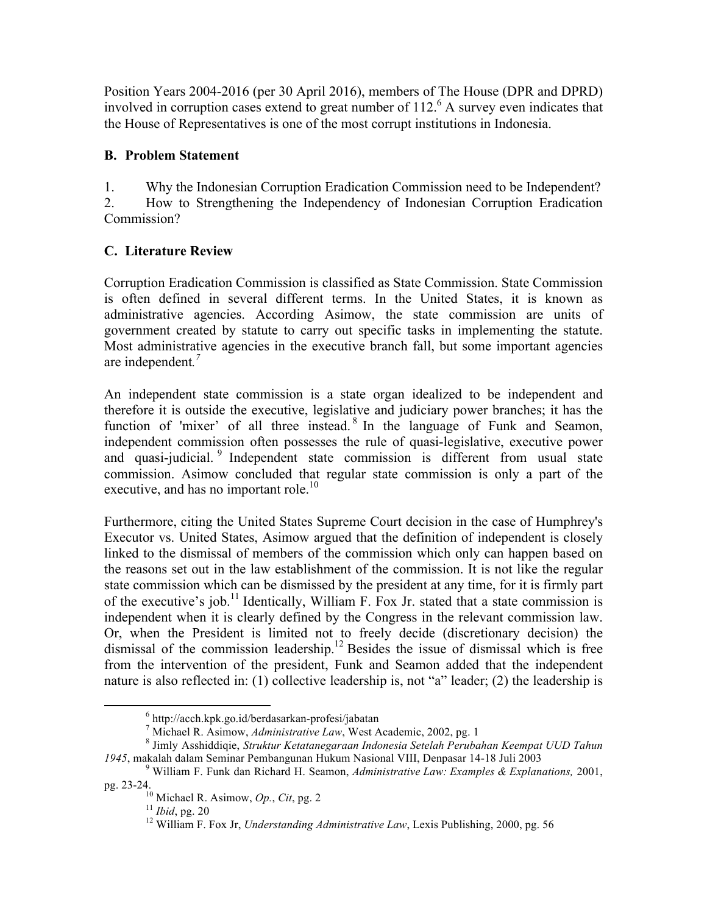Position Years 2004-2016 (per 30 April 2016), members of The House (DPR and DPRD) involved in corruption cases extend to great number of 112.[6] A survey even indicates that the House of Representatives is one of the most corrupt institutions in Indonesia.

## B. Problem Statement

1. Why the Indonesian Corruption Eradication Commission need to be Independent?
2. How to Strengthening the Independency of Indonesian Corruption Eradication Commission?

## C. Literature Review

Corruption Eradication Commission is classified as State Commission. State Commission is often defined in several different terms. In the United States, it is known as administrative agencies. According Asimow, the state commission are units of government created by statute to carry out specific tasks in implementing the statute. Most administrative agencies in the executive branch fall, but some important agencies are independent.[7]

An independent state commission is a state organ idealized to be independent and therefore it is outside the executive, legislative and judiciary power branches; it has the function of 'mixer' of all three instead.[8] In the language of Funk and Seamon, independent commission often possesses the rule of quasi-legislative, executive power and quasi-judicial.[9] Independent state commission is different from usual state commission. Asimow concluded that regular state commission is only a part of the executive, and has no important role.[10]

Furthermore, citing the United States Supreme Court decision in the case of Humphrey's Executor vs. United States, Asimow argued that the definition of independent is closely linked to the dismissal of members of the commission which only can happen based on the reasons set out in the law establishment of the commission. It is not like the regular state commission which can be dismissed by the president at any time, for it is firmly part of the executive's job.[11] Identically, William F. Fox Jr. stated that a state commission is independent when it is clearly defined by the Congress in the relevant commission law. Or, when the President is limited not to freely decide (discretionary decision) the dismissal of the commission leadership.[12] Besides the issue of dismissal which is free from the intervention of the president, Funk and Seamon added that the independent nature is also reflected in: (1) collective leadership is, not "a" leader; (2) the leadership is

---

[6] http://acch.kpk.go.id/berdasarkan-profesi/jabatan

[7] Michael R. Asimow, *Administrative Law*, West Academic, 2002, pg. 1

[8] Jimly Asshiddiqie, *Struktur Ketatanegaraan Indonesia Setelah Perubahan Keempat UUD Tahun 1945*, makalah dalam Seminar Pembangunan Hukum Nasional VIII, Denpasar 14-18 Juli 2003

[9] William F. Funk dan Richard H. Seamon, *Administrative Law: Examples & Explanations,* 2001, pg. 23-24.

[10] Michael R. Asimow, *Op.*, *Cit*, pg. 2

[11] *Ibid*, pg. 20

[12] William F. Fox Jr, *Understanding Administrative Law*, Lexis Publishing, 2000, pg. 56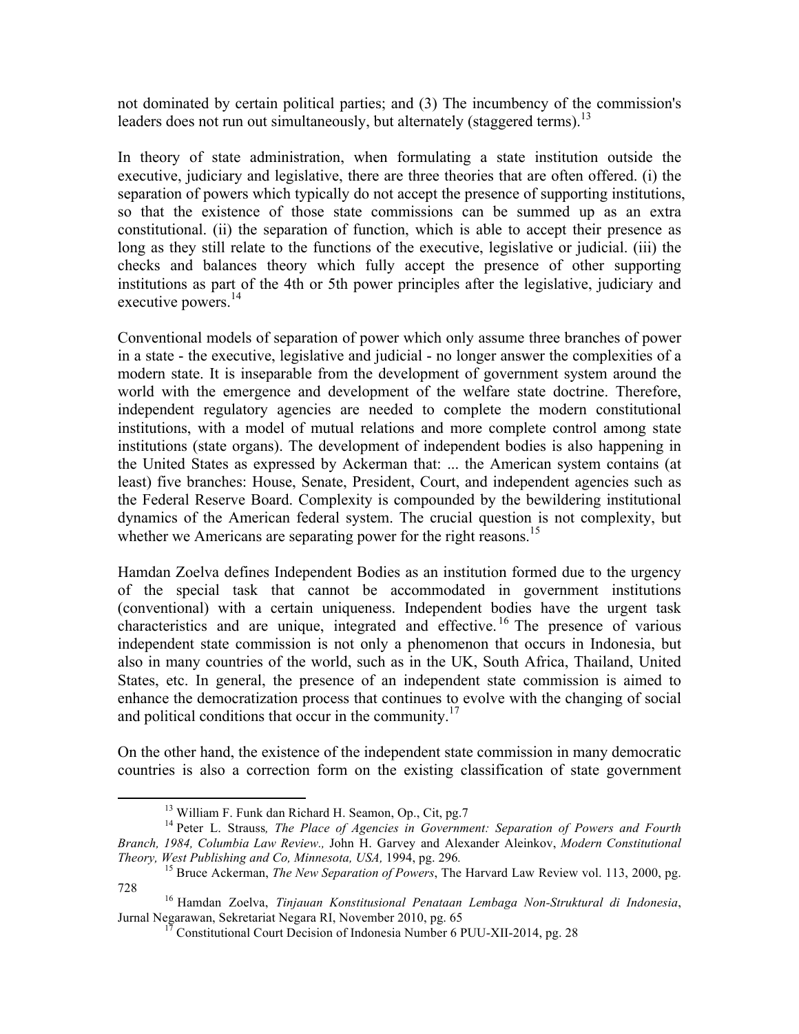not dominated by certain political parties; and (3) The incumbency of the commission's leaders does not run out simultaneously, but alternately (staggered terms).[13]

In theory of state administration, when formulating a state institution outside the executive, judiciary and legislative, there are three theories that are often offered. (i) the separation of powers which typically do not accept the presence of supporting institutions, so that the existence of those state commissions can be summed up as an extra constitutional. (ii) the separation of function, which is able to accept their presence as long as they still relate to the functions of the executive, legislative or judicial. (iii) the checks and balances theory which fully accept the presence of other supporting institutions as part of the 4th or 5th power principles after the legislative, judiciary and executive powers.[14]

Conventional models of separation of power which only assume three branches of power in a state - the executive, legislative and judicial - no longer answer the complexities of a modern state. It is inseparable from the development of government system around the world with the emergence and development of the welfare state doctrine. Therefore, independent regulatory agencies are needed to complete the modern constitutional institutions, with a model of mutual relations and more complete control among state institutions (state organs). The development of independent bodies is also happening in the United States as expressed by Ackerman that: ... the American system contains (at least) five branches: House, Senate, President, Court, and independent agencies such as the Federal Reserve Board. Complexity is compounded by the bewildering institutional dynamics of the American federal system. The crucial question is not complexity, but whether we Americans are separating power for the right reasons.[15]

Hamdan Zoelva defines Independent Bodies as an institution formed due to the urgency of the special task that cannot be accommodated in government institutions (conventional) with a certain uniqueness. Independent bodies have the urgent task characteristics and are unique, integrated and effective.[16] The presence of various independent state commission is not only a phenomenon that occurs in Indonesia, but also in many countries of the world, such as in the UK, South Africa, Thailand, United States, etc. In general, the presence of an independent state commission is aimed to enhance the democratization process that continues to evolve with the changing of social and political conditions that occur in the community.[17]

On the other hand, the existence of the independent state commission in many democratic countries is also a correction form on the existing classification of state government

---

[13] William F. Funk dan Richard H. Seamon, Op., Cit, pg.7

[14] Peter L. Strauss, *The Place of Agencies in Government: Separation of Powers and Fourth Branch, 1984, Columbia Law Review.,* John H. Garvey and Alexander Aleinkov, *Modern Constitutional Theory, West Publishing and Co, Minnesota, USA,* 1994, pg. 296.

[15] Bruce Ackerman, *The New Separation of Powers*, The Harvard Law Review vol. 113, 2000, pg. 728

[16] Hamdan Zoelva, *Tinjauan Konstitusional Penataan Lembaga Non-Struktural di Indonesia*, Jurnal Negarawan, Sekretariat Negara RI, November 2010, pg. 65

[17] Constitutional Court Decision of Indonesia Number 6 PUU-XII-2014, pg. 28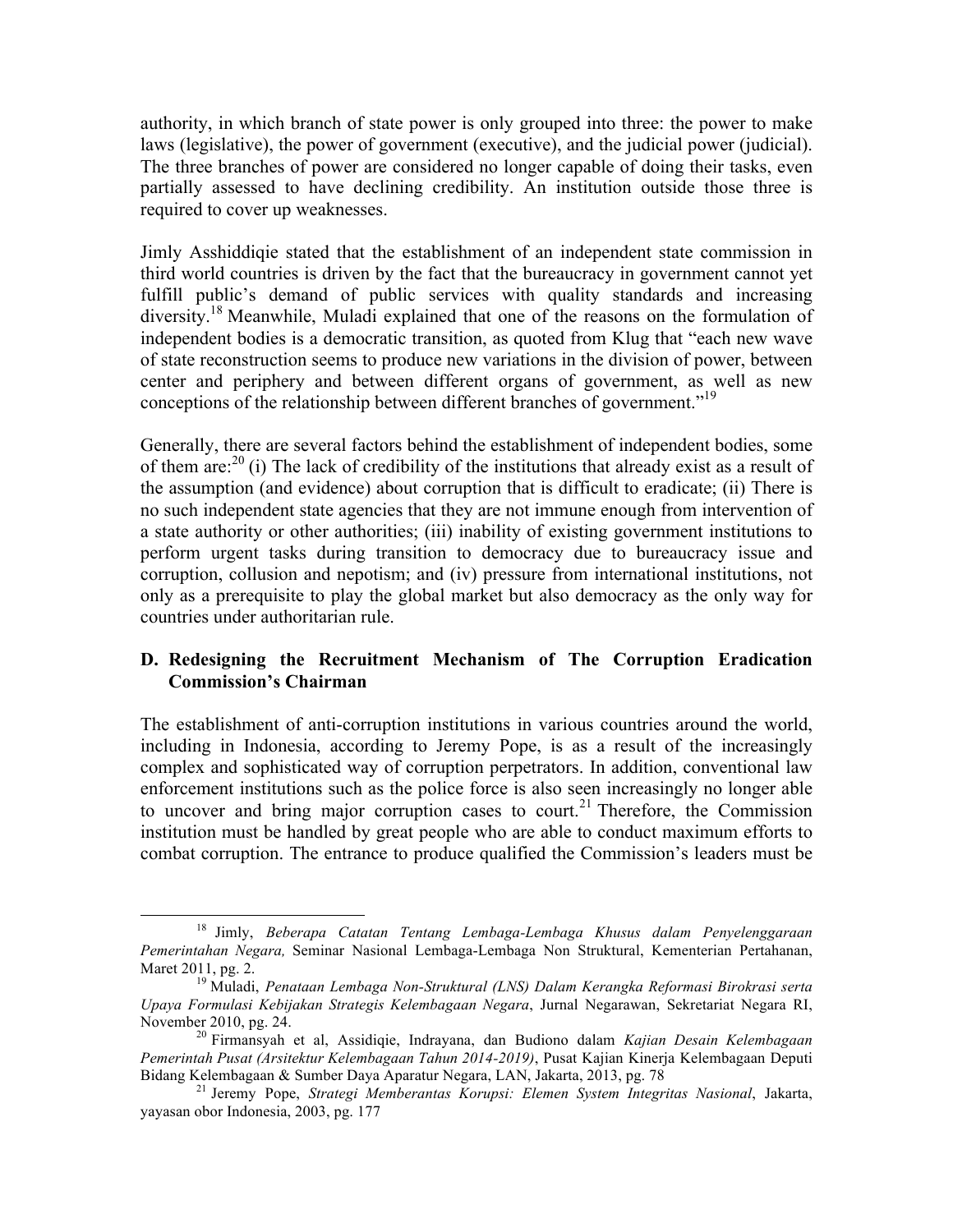authority, in which branch of state power is only grouped into three: the power to make laws (legislative), the power of government (executive), and the judicial power (judicial). The three branches of power are considered no longer capable of doing their tasks, even partially assessed to have declining credibility. An institution outside those three is required to cover up weaknesses.

Jimly Asshiddiqie stated that the establishment of an independent state commission in third world countries is driven by the fact that the bureaucracy in government cannot yet fulfill public's demand of public services with quality standards and increasing diversity.[18] Meanwhile, Muladi explained that one of the reasons on the formulation of independent bodies is a democratic transition, as quoted from Klug that "each new wave of state reconstruction seems to produce new variations in the division of power, between center and periphery and between different organs of government, as well as new conceptions of the relationship between different branches of government."[19]

Generally, there are several factors behind the establishment of independent bodies, some of them are:[20] (i) The lack of credibility of the institutions that already exist as a result of the assumption (and evidence) about corruption that is difficult to eradicate; (ii) There is no such independent state agencies that they are not immune enough from intervention of a state authority or other authorities; (iii) inability of existing government institutions to perform urgent tasks during transition to democracy due to bureaucracy issue and corruption, collusion and nepotism; and (iv) pressure from international institutions, not only as a prerequisite to play the global market but also democracy as the only way for countries under authoritarian rule.

## D. Redesigning the Recruitment Mechanism of The Corruption Eradication Commission's Chairman

The establishment of anti-corruption institutions in various countries around the world, including in Indonesia, according to Jeremy Pope, is as a result of the increasingly complex and sophisticated way of corruption perpetrators. In addition, conventional law enforcement institutions such as the police force is also seen increasingly no longer able to uncover and bring major corruption cases to court.[21] Therefore, the Commission institution must be handled by great people who are able to conduct maximum efforts to combat corruption. The entrance to produce qualified the Commission's leaders must be

---

[18] Jimly, *Beberapa Catatan Tentang Lembaga-Lembaga Khusus dalam Penyelenggaraan Pemerintahan Negara,* Seminar Nasional Lembaga-Lembaga Non Struktural, Kementerian Pertahanan, Maret 2011, pg. 2.

[19] Muladi, *Penataan Lembaga Non-Struktural (LNS) Dalam Kerangka Reformasi Birokrasi serta Upaya Formulasi Kebijakan Strategis Kelembagaan Negara*, Jurnal Negarawan, Sekretariat Negara RI, November 2010, pg. 24.

[20] Firmansyah et al, Assidiqie, Indrayana, dan Budiono dalam *Kajian Desain Kelembagaan Pemerintah Pusat (Arsitektur Kelembagaan Tahun 2014-2019)*, Pusat Kajian Kinerja Kelembagaan Deputi Bidang Kelembagaan & Sumber Daya Aparatur Negara, LAN, Jakarta, 2013, pg. 78

[21] Jeremy Pope, *Strategi Memberantas Korupsi: Elemen System Integritas Nasional*, Jakarta, yayasan obor Indonesia, 2003, pg. 177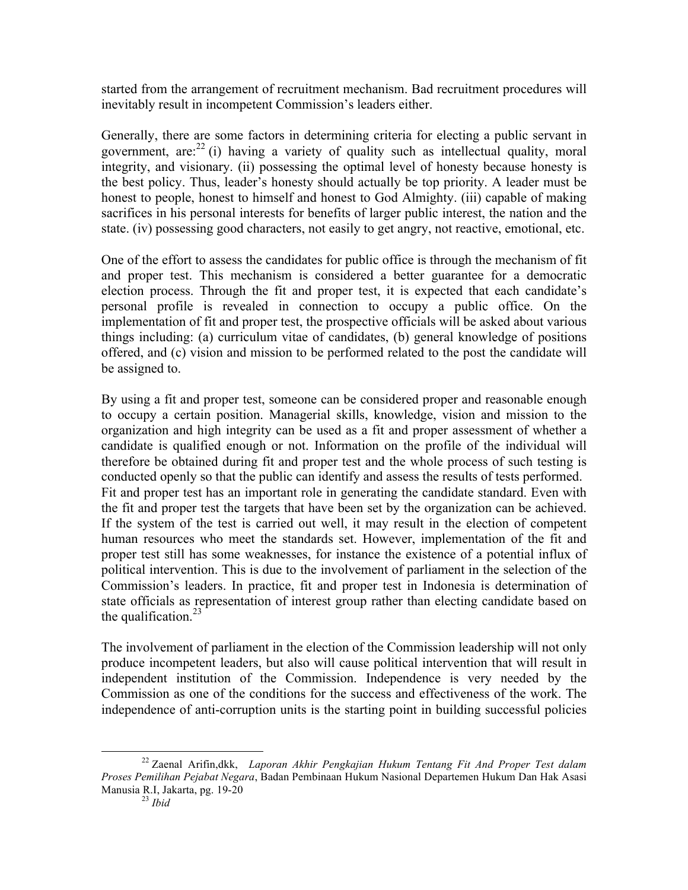started from the arrangement of recruitment mechanism. Bad recruitment procedures will inevitably result in incompetent Commission's leaders either.

Generally, there are some factors in determining criteria for electing a public servant in government, are:[22] (i) having a variety of quality such as intellectual quality, moral integrity, and visionary. (ii) possessing the optimal level of honesty because honesty is the best policy. Thus, leader's honesty should actually be top priority. A leader must be honest to people, honest to himself and honest to God Almighty. (iii) capable of making sacrifices in his personal interests for benefits of larger public interest, the nation and the state. (iv) possessing good characters, not easily to get angry, not reactive, emotional, etc.

One of the effort to assess the candidates for public office is through the mechanism of fit and proper test. This mechanism is considered a better guarantee for a democratic election process. Through the fit and proper test, it is expected that each candidate's personal profile is revealed in connection to occupy a public office. On the implementation of fit and proper test, the prospective officials will be asked about various things including: (a) curriculum vitae of candidates, (b) general knowledge of positions offered, and (c) vision and mission to be performed related to the post the candidate will be assigned to.

By using a fit and proper test, someone can be considered proper and reasonable enough to occupy a certain position. Managerial skills, knowledge, vision and mission to the organization and high integrity can be used as a fit and proper assessment of whether a candidate is qualified enough or not. Information on the profile of the individual will therefore be obtained during fit and proper test and the whole process of such testing is conducted openly so that the public can identify and assess the results of tests performed. Fit and proper test has an important role in generating the candidate standard. Even with the fit and proper test the targets that have been set by the organization can be achieved. If the system of the test is carried out well, it may result in the election of competent human resources who meet the standards set. However, implementation of the fit and proper test still has some weaknesses, for instance the existence of a potential influx of political intervention. This is due to the involvement of parliament in the selection of the Commission's leaders. In practice, fit and proper test in Indonesia is determination of state officials as representation of interest group rather than electing candidate based on the qualification.[23]

The involvement of parliament in the election of the Commission leadership will not only produce incompetent leaders, but also will cause political intervention that will result in independent institution of the Commission. Independence is very needed by the Commission as one of the conditions for the success and effectiveness of the work. The independence of anti-corruption units is the starting point in building successful policies

[22] Zaenal Arifin,dkk, *Laporan Akhir Pengkajian Hukum Tentang Fit And Proper Test dalam Proses Pemilihan Pejabat Negara*, Badan Pembinaan Hukum Nasional Departemen Hukum Dan Hak Asasi Manusia R.I, Jakarta, pg. 19-20

[23] *Ibid*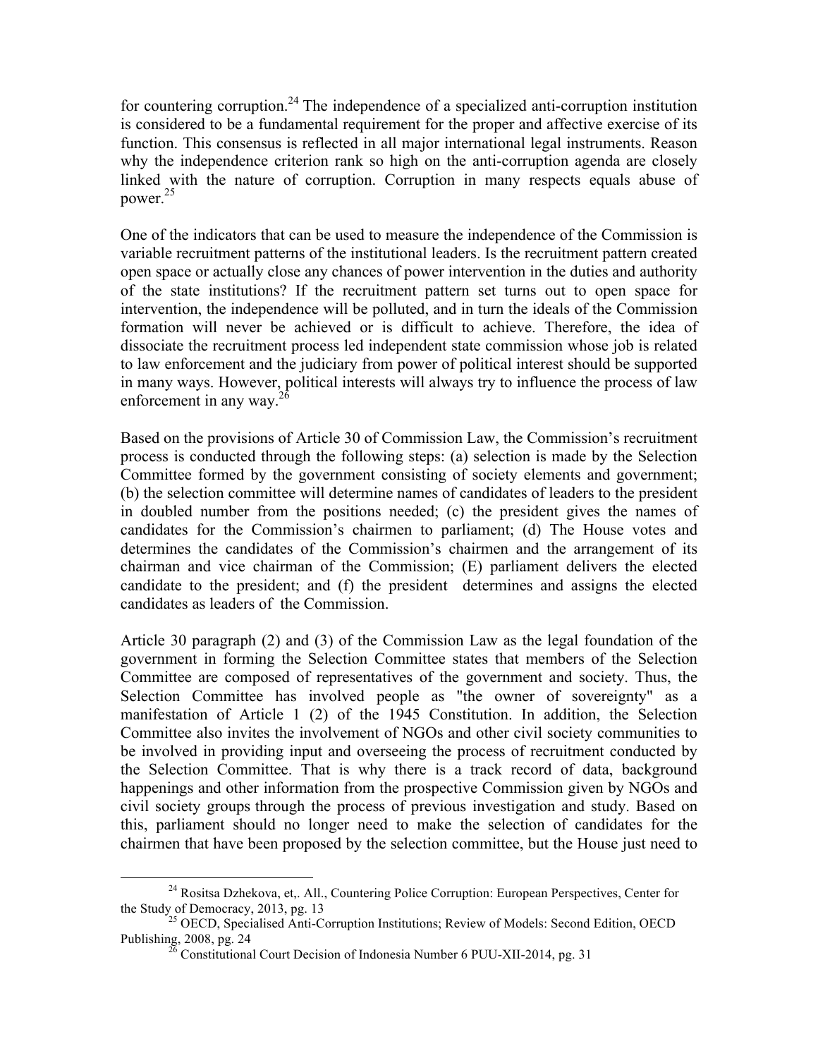for countering corruption.[24] The independence of a specialized anti-corruption institution is considered to be a fundamental requirement for the proper and affective exercise of its function. This consensus is reflected in all major international legal instruments. Reason why the independence criterion rank so high on the anti-corruption agenda are closely linked with the nature of corruption. Corruption in many respects equals abuse of power.[25]

One of the indicators that can be used to measure the independence of the Commission is variable recruitment patterns of the institutional leaders. Is the recruitment pattern created open space or actually close any chances of power intervention in the duties and authority of the state institutions? If the recruitment pattern set turns out to open space for intervention, the independence will be polluted, and in turn the ideals of the Commission formation will never be achieved or is difficult to achieve. Therefore, the idea of dissociate the recruitment process led independent state commission whose job is related to law enforcement and the judiciary from power of political interest should be supported in many ways. However, political interests will always try to influence the process of law enforcement in any way.[26]

Based on the provisions of Article 30 of Commission Law, the Commission's recruitment process is conducted through the following steps: (a) selection is made by the Selection Committee formed by the government consisting of society elements and government; (b) the selection committee will determine names of candidates of leaders to the president in doubled number from the positions needed; (c) the president gives the names of candidates for the Commission's chairmen to parliament; (d) The House votes and determines the candidates of the Commission's chairmen and the arrangement of its chairman and vice chairman of the Commission; (E) parliament delivers the elected candidate to the president; and (f) the president determines and assigns the elected candidates as leaders of the Commission.

Article 30 paragraph (2) and (3) of the Commission Law as the legal foundation of the government in forming the Selection Committee states that members of the Selection Committee are composed of representatives of the government and society. Thus, the Selection Committee has involved people as "the owner of sovereignty" as a manifestation of Article 1 (2) of the 1945 Constitution. In addition, the Selection Committee also invites the involvement of NGOs and other civil society communities to be involved in providing input and overseeing the process of recruitment conducted by the Selection Committee. That is why there is a track record of data, background happenings and other information from the prospective Commission given by NGOs and civil society groups through the process of previous investigation and study. Based on this, parliament should no longer need to make the selection of candidates for the chairmen that have been proposed by the selection committee, but the House just need to

---

[24] Rositsa Dzhekova, et,. All., Countering Police Corruption: European Perspectives, Center for the Study of Democracy, 2013, pg. 13

[25] OECD, Specialised Anti-Corruption Institutions; Review of Models: Second Edition, OECD Publishing, 2008, pg. 24

[26] Constitutional Court Decision of Indonesia Number 6 PUU-XII-2014, pg. 31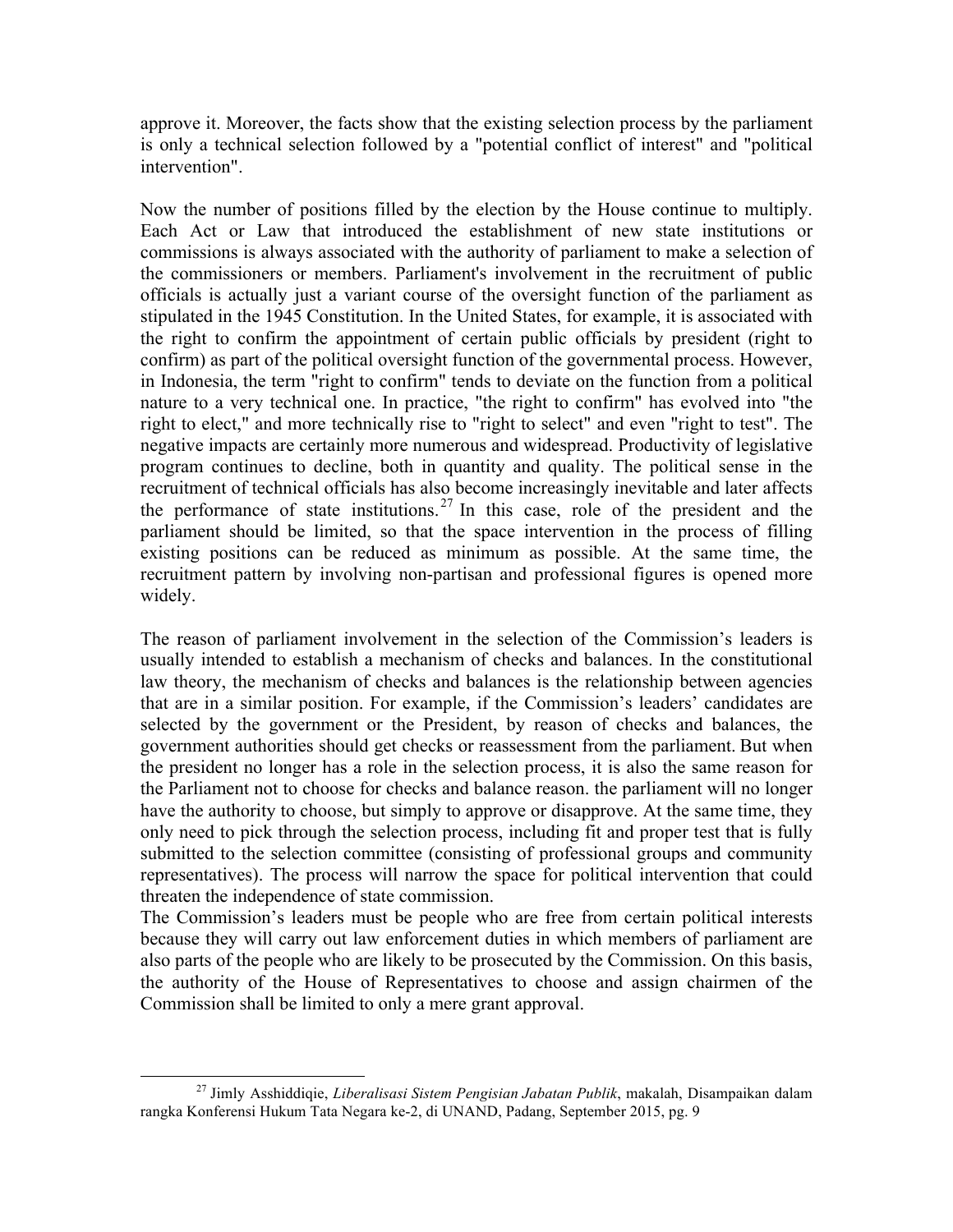approve it. Moreover, the facts show that the existing selection process by the parliament is only a technical selection followed by a "potential conflict of interest" and "political intervention".

Now the number of positions filled by the election by the House continue to multiply. Each Act or Law that introduced the establishment of new state institutions or commissions is always associated with the authority of parliament to make a selection of the commissioners or members. Parliament's involvement in the recruitment of public officials is actually just a variant course of the oversight function of the parliament as stipulated in the 1945 Constitution. In the United States, for example, it is associated with the right to confirm the appointment of certain public officials by president (right to confirm) as part of the political oversight function of the governmental process. However, in Indonesia, the term "right to confirm" tends to deviate on the function from a political nature to a very technical one. In practice, "the right to confirm" has evolved into "the right to elect," and more technically rise to "right to select" and even "right to test". The negative impacts are certainly more numerous and widespread. Productivity of legislative program continues to decline, both in quantity and quality. The political sense in the recruitment of technical officials has also become increasingly inevitable and later affects the performance of state institutions.[27] In this case, role of the president and the parliament should be limited, so that the space intervention in the process of filling existing positions can be reduced as minimum as possible. At the same time, the recruitment pattern by involving non-partisan and professional figures is opened more widely.

The reason of parliament involvement in the selection of the Commission's leaders is usually intended to establish a mechanism of checks and balances. In the constitutional law theory, the mechanism of checks and balances is the relationship between agencies that are in a similar position. For example, if the Commission's leaders' candidates are selected by the government or the President, by reason of checks and balances, the government authorities should get checks or reassessment from the parliament. But when the president no longer has a role in the selection process, it is also the same reason for the Parliament not to choose for checks and balance reason. the parliament will no longer have the authority to choose, but simply to approve or disapprove. At the same time, they only need to pick through the selection process, including fit and proper test that is fully submitted to the selection committee (consisting of professional groups and community representatives). The process will narrow the space for political intervention that could threaten the independence of state commission.

The Commission's leaders must be people who are free from certain political interests because they will carry out law enforcement duties in which members of parliament are also parts of the people who are likely to be prosecuted by the Commission. On this basis, the authority of the House of Representatives to choose and assign chairmen of the Commission shall be limited to only a mere grant approval.

---

[27] Jimly Asshiddiqie, *Liberalisasi Sistem Pengisian Jabatan Publik*, makalah, Disampaikan dalam rangka Konferensi Hukum Tata Negara ke-2, di UNAND, Padang, September 2015, pg. 9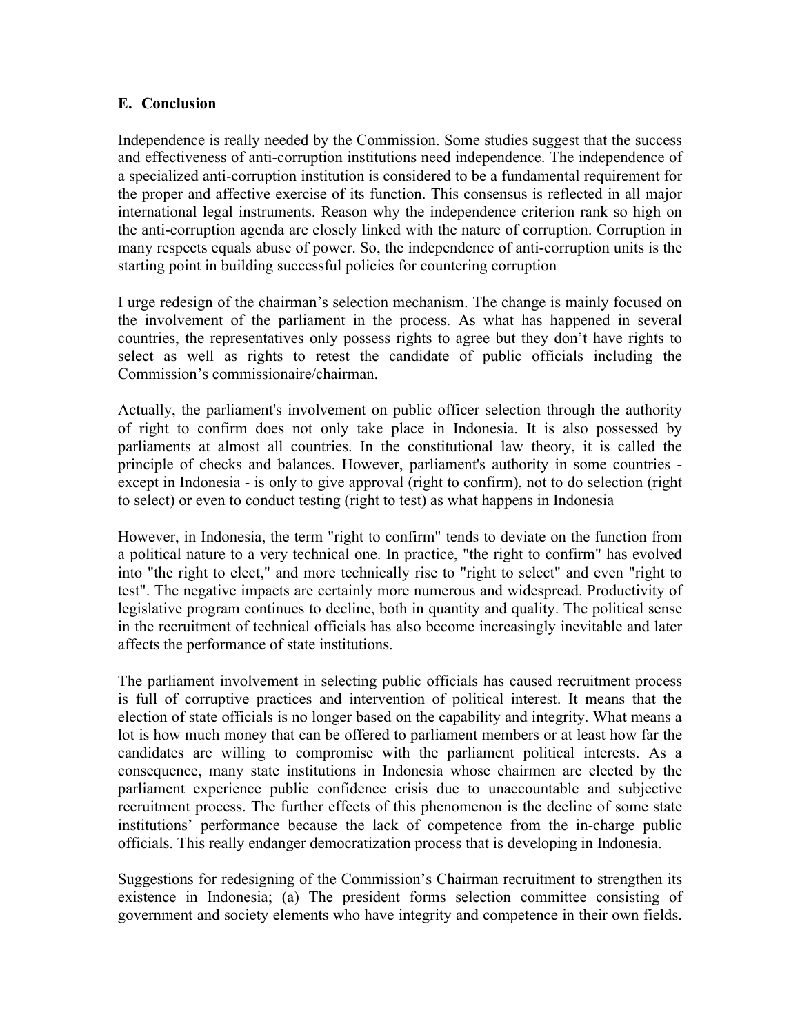### E. Conclusion

Independence is really needed by the Commission. Some studies suggest that the success and effectiveness of anti-corruption institutions need independence. The independence of a specialized anti-corruption institution is considered to be a fundamental requirement for the proper and affective exercise of its function. This consensus is reflected in all major international legal instruments. Reason why the independence criterion rank so high on the anti-corruption agenda are closely linked with the nature of corruption. Corruption in many respects equals abuse of power. So, the independence of anti-corruption units is the starting point in building successful policies for countering corruption

I urge redesign of the chairman's selection mechanism. The change is mainly focused on the involvement of the parliament in the process. As what has happened in several countries, the representatives only possess rights to agree but they don't have rights to select as well as rights to retest the candidate of public officials including the Commission's commissionaire/chairman.

Actually, the parliament's involvement on public officer selection through the authority of right to confirm does not only take place in Indonesia. It is also possessed by parliaments at almost all countries. In the constitutional law theory, it is called the principle of checks and balances. However, parliament's authority in some countries - except in Indonesia - is only to give approval (right to confirm), not to do selection (right to select) or even to conduct testing (right to test) as what happens in Indonesia

However, in Indonesia, the term "right to confirm" tends to deviate on the function from a political nature to a very technical one. In practice, "the right to confirm" has evolved into "the right to elect," and more technically rise to "right to select" and even "right to test". The negative impacts are certainly more numerous and widespread. Productivity of legislative program continues to decline, both in quantity and quality. The political sense in the recruitment of technical officials has also become increasingly inevitable and later affects the performance of state institutions.

The parliament involvement in selecting public officials has caused recruitment process is full of corruptive practices and intervention of political interest. It means that the election of state officials is no longer based on the capability and integrity. What means a lot is how much money that can be offered to parliament members or at least how far the candidates are willing to compromise with the parliament political interests. As a consequence, many state institutions in Indonesia whose chairmen are elected by the parliament experience public confidence crisis due to unaccountable and subjective recruitment process. The further effects of this phenomenon is the decline of some state institutions' performance because the lack of competence from the in-charge public officials. This really endanger democratization process that is developing in Indonesia.

Suggestions for redesigning of the Commission's Chairman recruitment to strengthen its existence in Indonesia; (a) The president forms selection committee consisting of government and society elements who have integrity and competence in their own fields.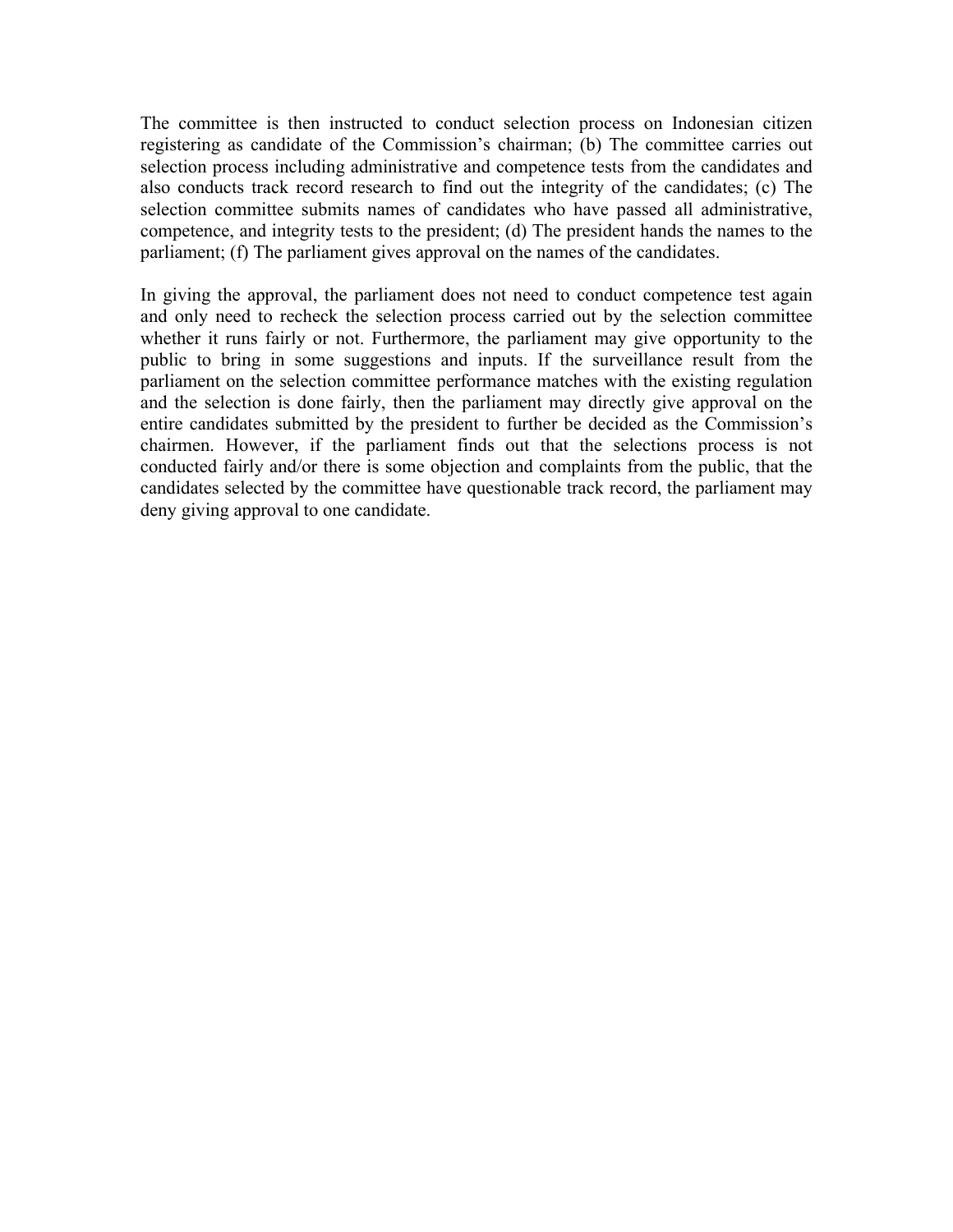The committee is then instructed to conduct selection process on Indonesian citizen registering as candidate of the Commission's chairman; (b) The committee carries out selection process including administrative and competence tests from the candidates and also conducts track record research to find out the integrity of the candidates; (c) The selection committee submits names of candidates who have passed all administrative, competence, and integrity tests to the president; (d) The president hands the names to the parliament; (f) The parliament gives approval on the names of the candidates.

In giving the approval, the parliament does not need to conduct competence test again and only need to recheck the selection process carried out by the selection committee whether it runs fairly or not. Furthermore, the parliament may give opportunity to the public to bring in some suggestions and inputs. If the surveillance result from the parliament on the selection committee performance matches with the existing regulation and the selection is done fairly, then the parliament may directly give approval on the entire candidates submitted by the president to further be decided as the Commission's chairmen. However, if the parliament finds out that the selections process is not conducted fairly and/or there is some objection and complaints from the public, that the candidates selected by the committee have questionable track record, the parliament may deny giving approval to one candidate.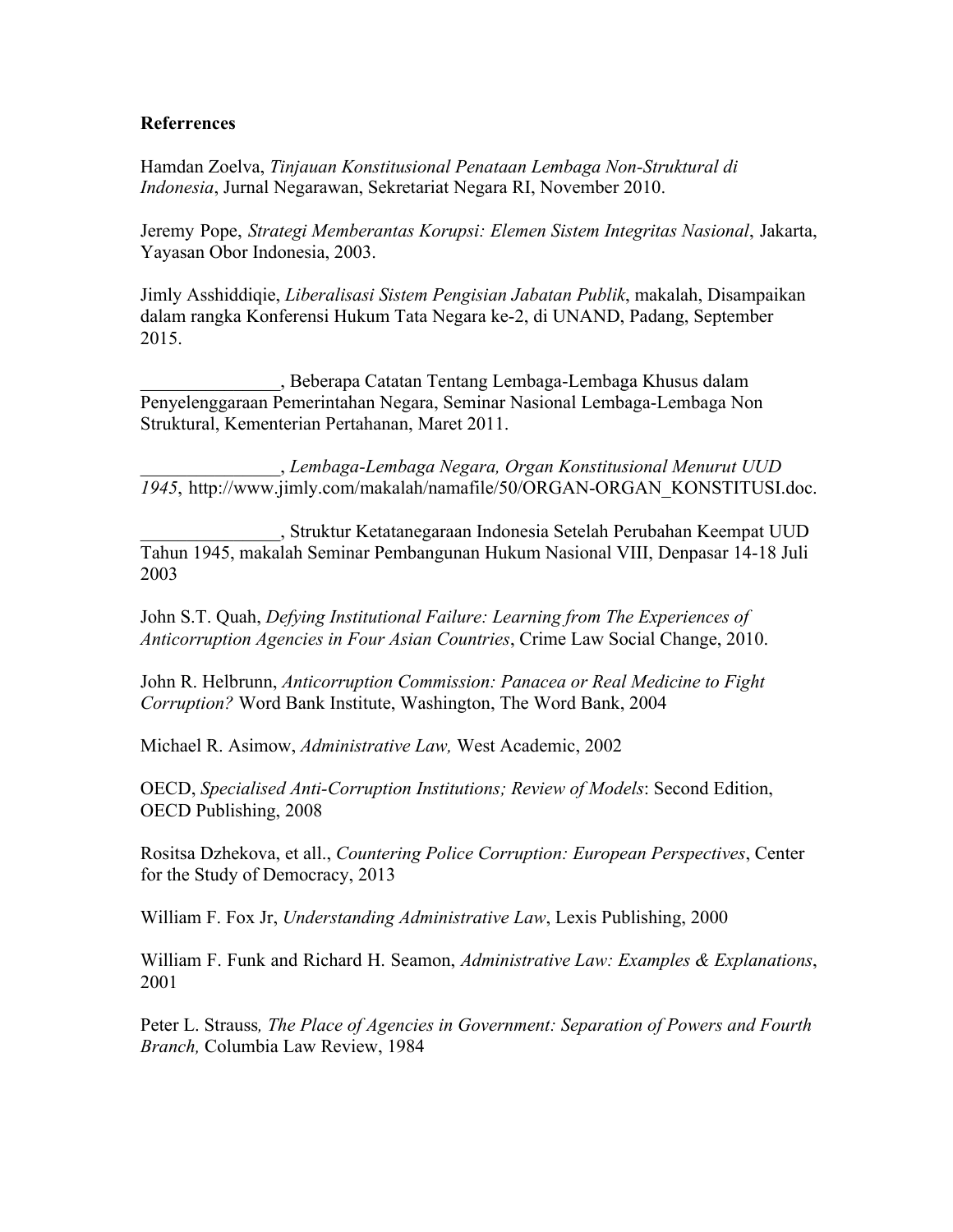**Referrences**

Hamdan Zoelva, *Tinjauan Konstitusional Penataan Lembaga Non-Struktural di Indonesia*, Jurnal Negarawan, Sekretariat Negara RI, November 2010.

Jeremy Pope, *Strategi Memberantas Korupsi: Elemen Sistem Integritas Nasional*, Jakarta, Yayasan Obor Indonesia, 2003.

Jimly Asshiddiqie, *Liberalisasi Sistem Pengisian Jabatan Publik*, makalah, Disampaikan dalam rangka Konferensi Hukum Tata Negara ke-2, di UNAND, Padang, September 2015.

_______________, Beberapa Catatan Tentang Lembaga-Lembaga Khusus dalam Penyelenggaraan Pemerintahan Negara, Seminar Nasional Lembaga-Lembaga Non Struktural, Kementerian Pertahanan, Maret 2011.

_______________, *Lembaga-Lembaga Negara, Organ Konstitusional Menurut UUD 1945*, http://www.jimly.com/makalah/namafile/50/ORGAN-ORGAN_KONSTITUSI.doc.

_______________, Struktur Ketatanegaraan Indonesia Setelah Perubahan Keempat UUD Tahun 1945, makalah Seminar Pembangunan Hukum Nasional VIII, Denpasar 14-18 Juli 2003

John S.T. Quah, *Defying Institutional Failure: Learning from The Experiences of Anticorruption Agencies in Four Asian Countries*, Crime Law Social Change, 2010.

John R. Helbrunn, *Anticorruption Commission: Panacea or Real Medicine to Fight Corruption?* Word Bank Institute, Washington, The Word Bank, 2004

Michael R. Asimow, *Administrative Law,* West Academic, 2002

OECD, *Specialised Anti-Corruption Institutions; Review of Models*: Second Edition, OECD Publishing, 2008

Rositsa Dzhekova, et all., *Countering Police Corruption: European Perspectives*, Center for the Study of Democracy, 2013

William F. Fox Jr, *Understanding Administrative Law*, Lexis Publishing, 2000

William F. Funk and Richard H. Seamon, *Administrative Law: Examples & Explanations*, 2001

Peter L. Strauss*, The Place of Agencies in Government: Separation of Powers and Fourth Branch,* Columbia Law Review, 1984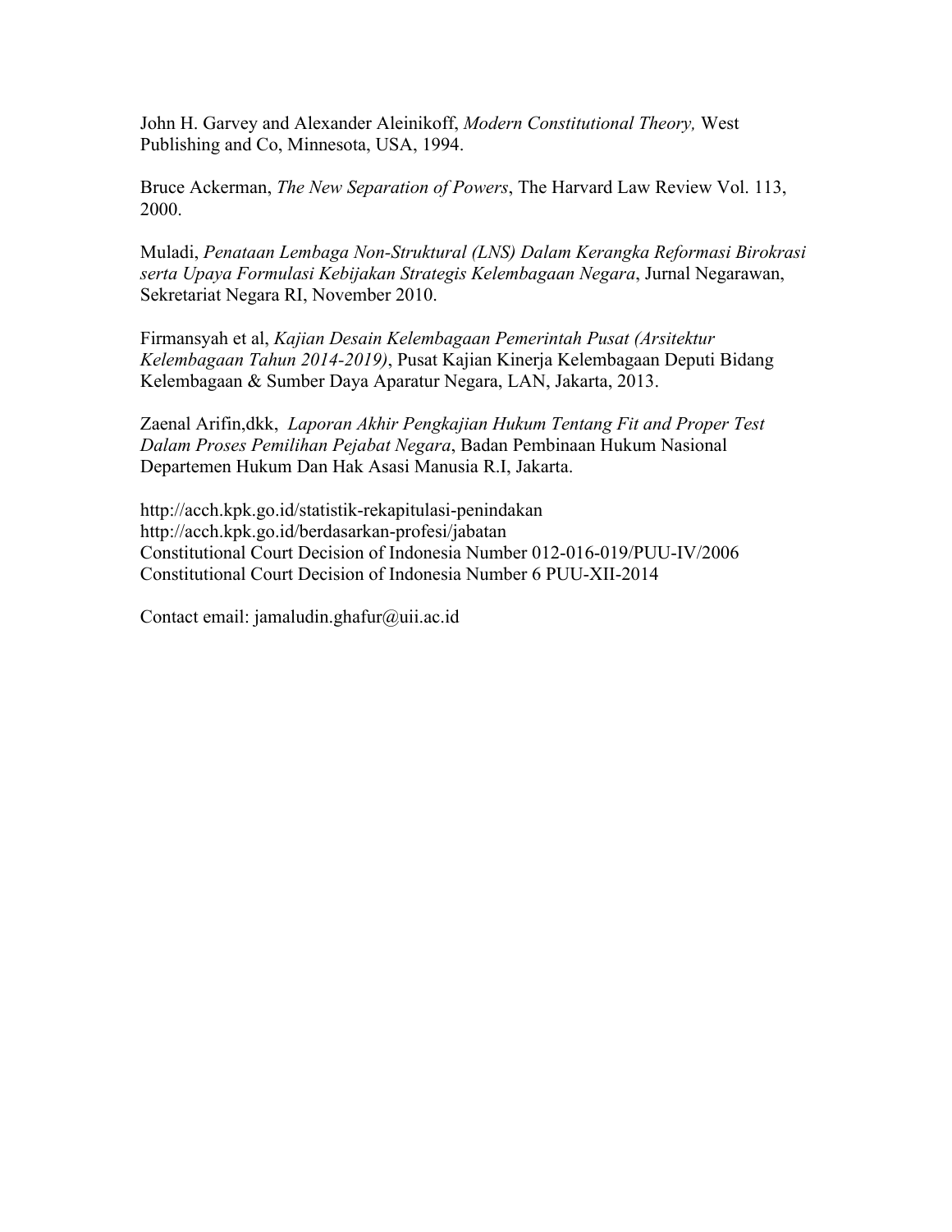John H. Garvey and Alexander Aleinikoff, *Modern Constitutional Theory,* West Publishing and Co, Minnesota, USA, 1994.

Bruce Ackerman, *The New Separation of Powers*, The Harvard Law Review Vol. 113, 2000.

Muladi, *Penataan Lembaga Non-Struktural (LNS) Dalam Kerangka Reformasi Birokrasi serta Upaya Formulasi Kebijakan Strategis Kelembagaan Negara*, Jurnal Negarawan, Sekretariat Negara RI, November 2010.

Firmansyah et al, *Kajian Desain Kelembagaan Pemerintah Pusat (Arsitektur Kelembagaan Tahun 2014-2019)*, Pusat Kajian Kinerja Kelembagaan Deputi Bidang Kelembagaan & Sumber Daya Aparatur Negara, LAN, Jakarta, 2013.

Zaenal Arifin,dkk, *Laporan Akhir Pengkajian Hukum Tentang Fit and Proper Test Dalam Proses Pemilihan Pejabat Negara*, Badan Pembinaan Hukum Nasional Departemen Hukum Dan Hak Asasi Manusia R.I, Jakarta.

http://acch.kpk.go.id/statistik-rekapitulasi-penindakan
http://acch.kpk.go.id/berdasarkan-profesi/jabatan
Constitutional Court Decision of Indonesia Number 012-016-019/PUU-IV/2006
Constitutional Court Decision of Indonesia Number 6 PUU-XII-2014

Contact email: jamaludin.ghafur@uii.ac.id